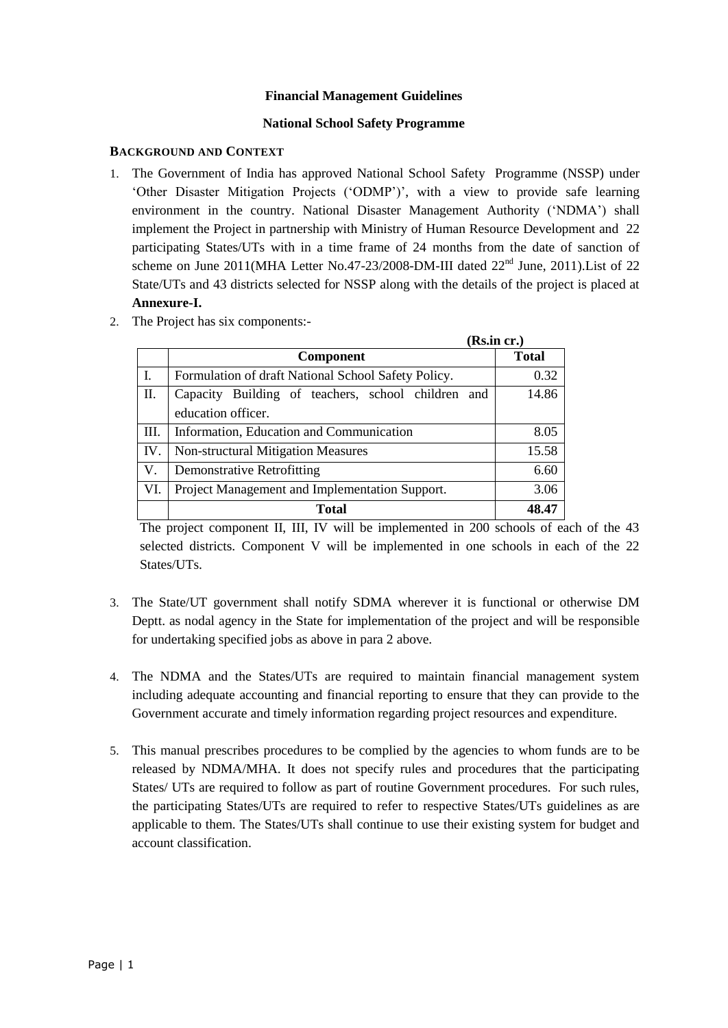**Financial Management Guidelines**

**National School Safety Programme**

**BACKGROUND AND CONTEXT**

1. The Government of India has approved National School Safety Programme (NSSP) under 'Other Disaster Mitigation Projects ('ODMP')', with a view to provide safe learning environment in the country. National Disaster Management Authority ('NDMA') shall implement the Project in partnership with Ministry of Human Resource Development and 22 participating States/UTs with in a time frame of 24 months from the date of sanction of scheme on June 2011(MHA Letter No.47-23/2008-DM-III dated 22nd June, 2011).List of 22 State/UTs and 43 districts selected for NSSP along with the details of the project is placed at **Annexure-I.**

2. The Project has six components:-

**(Rs.in cr.)**

| | **Component** | **Total** |
|---|---|---|
| I. | Formulation of draft National School Safety Policy. | 0.32 |
| II. | Capacity Building of teachers, school children and education officer. | 14.86 |
| III. | Information, Education and Communication | 8.05 |
| IV. | Non-structural Mitigation Measures | 15.58 |
| V. | Demonstrative Retrofitting | 6.60 |
| VI. | Project Management and Implementation Support. | 3.06 |
| | **Total** | **48.47** |

The project component II, III, IV will be implemented in 200 schools of each of the 43 selected districts. Component V will be implemented in one schools in each of the 22 States/UTs.

3. The State/UT government shall notify SDMA wherever it is functional or otherwise DM Deptt. as nodal agency in the State for implementation of the project and will be responsible for undertaking specified jobs as above in para 2 above.

4. The NDMA and the States/UTs are required to maintain financial management system including adequate accounting and financial reporting to ensure that they can provide to the Government accurate and timely information regarding project resources and expenditure.

5. This manual prescribes procedures to be complied by the agencies to whom funds are to be released by NDMA/MHA. It does not specify rules and procedures that the participating States/ UTs are required to follow as part of routine Government procedures. For such rules, the participating States/UTs are required to refer to respective States/UTs guidelines as are applicable to them. The States/UTs shall continue to use their existing system for budget and account classification.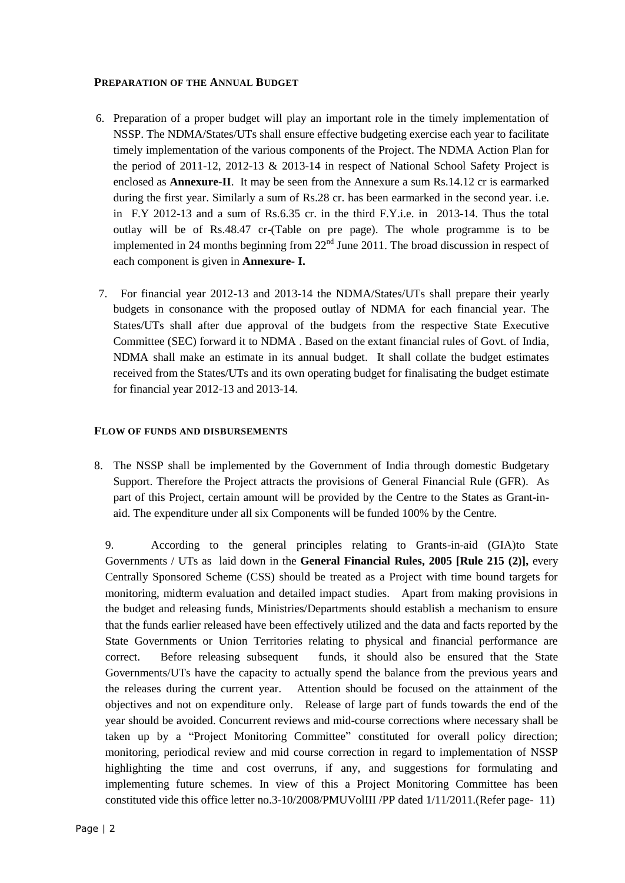## PREPARATION OF THE ANNUAL BUDGET

6. Preparation of a proper budget will play an important role in the timely implementation of NSSP. The NDMA/States/UTs shall ensure effective budgeting exercise each year to facilitate timely implementation of the various components of the Project. The NDMA Action Plan for the period of 2011-12, 2012-13 & 2013-14 in respect of National School Safety Project is enclosed as **Annexure-II**. It may be seen from the Annexure a sum Rs.14.12 cr is earmarked during the first year. Similarly a sum of Rs.28 cr. has been earmarked in the second year. i.e. in F.Y 2012-13 and a sum of Rs.6.35 cr. in the third F.Y.i.e. in 2013-14. Thus the total outlay will be of Rs.48.47 cr-(Table on pre page). The whole programme is to be implemented in 24 months beginning from 22nd June 2011. The broad discussion in respect of each component is given in **Annexure- I.**

7. For financial year 2012-13 and 2013-14 the NDMA/States/UTs shall prepare their yearly budgets in consonance with the proposed outlay of NDMA for each financial year. The States/UTs shall after due approval of the budgets from the respective State Executive Committee (SEC) forward it to NDMA . Based on the extant financial rules of Govt. of India, NDMA shall make an estimate in its annual budget. It shall collate the budget estimates received from the States/UTs and its own operating budget for finalisating the budget estimate for financial year 2012-13 and 2013-14.

## FLOW OF FUNDS AND DISBURSEMENTS

8. The NSSP shall be implemented by the Government of India through domestic Budgetary Support. Therefore the Project attracts the provisions of General Financial Rule (GFR). As part of this Project, certain amount will be provided by the Centre to the States as Grant-in-aid. The expenditure under all six Components will be funded 100% by the Centre.

9. According to the general principles relating to Grants-in-aid (GIA)to State Governments / UTs as laid down in the **General Financial Rules, 2005 [Rule 215 (2)],** every Centrally Sponsored Scheme (CSS) should be treated as a Project with time bound targets for monitoring, midterm evaluation and detailed impact studies. Apart from making provisions in the budget and releasing funds, Ministries/Departments should establish a mechanism to ensure that the funds earlier released have been effectively utilized and the data and facts reported by the State Governments or Union Territories relating to physical and financial performance are correct. Before releasing subsequent funds, it should also be ensured that the State Governments/UTs have the capacity to actually spend the balance from the previous years and the releases during the current year. Attention should be focused on the attainment of the objectives and not on expenditure only. Release of large part of funds towards the end of the year should be avoided. Concurrent reviews and mid-course corrections where necessary shall be taken up by a "Project Monitoring Committee" constituted for overall policy direction; monitoring, periodical review and mid course correction in regard to implementation of NSSP highlighting the time and cost overruns, if any, and suggestions for formulating and implementing future schemes. In view of this a Project Monitoring Committee has been constituted vide this office letter no.3-10/2008/PMUVolIII /PP dated 1/11/2011.(Refer page- 11)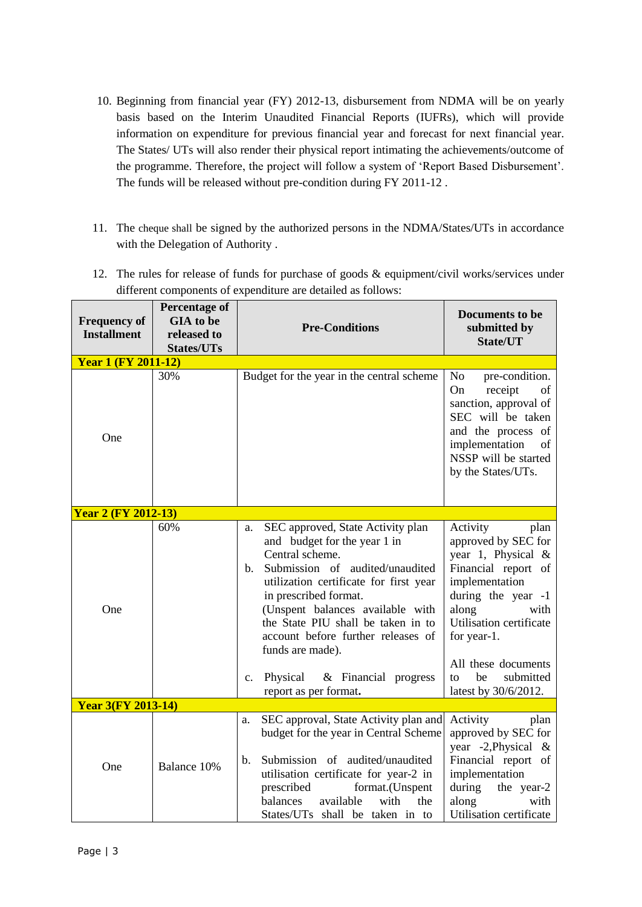10. Beginning from financial year (FY) 2012-13, disbursement from NDMA will be on yearly basis based on the Interim Unaudited Financial Reports (IUFRs), which will provide information on expenditure for previous financial year and forecast for next financial year. The States/ UTs will also render their physical report intimating the achievements/outcome of the programme. Therefore, the project will follow a system of 'Report Based Disbursement'. The funds will be released without pre-condition during FY 2011-12 .

11. The cheque shall be signed by the authorized persons in the NDMA/States/UTs in accordance with the Delegation of Authority .

12. The rules for release of funds for purchase of goods & equipment/civil works/services under different components of expenditure are detailed as follows:

| Frequency of Installment | Percentage of GIA to be released to States/UTs | Pre-Conditions | Documents to be submitted by State/UT |
|---|---|---|---|
| **Year 1 (FY 2011-12)** | | | |
| One | 30% | Budget for the year in the central scheme | No pre-condition. On receipt of sanction, approval of SEC will be taken and the process of implementation of NSSP will be started by the States/UTs. |
| **Year 2 (FY 2012-13)** | | | |
| One | 60% | a. SEC approved, State Activity plan and budget for the year 1 in Central scheme.<br>b. Submission of audited/unaudited utilization certificate for first year in prescribed format.<br>(Unspent balances available with the State PIU shall be taken in to account before further releases of funds are made).<br>c. Physical & Financial progress report as per format. | Activity plan approved by SEC for year 1, Physical & Financial report of implementation during the year -1 along with Utilisation certificate for year-1.<br><br>All these documents to be submitted latest by 30/6/2012. |
| **Year 3(FY 2013-14)** | | | |
| One | Balance 10% | a. SEC approval, State Activity plan and budget for the year in Central Scheme<br>b. Submission of audited/unaudited utilisation certificate for year-2 in prescribed format.(Unspent balances available with the States/UTs shall be taken in to | Activity plan approved by SEC for year -2,Physical & Financial report of implementation during the year-2 along with Utilisation certificate |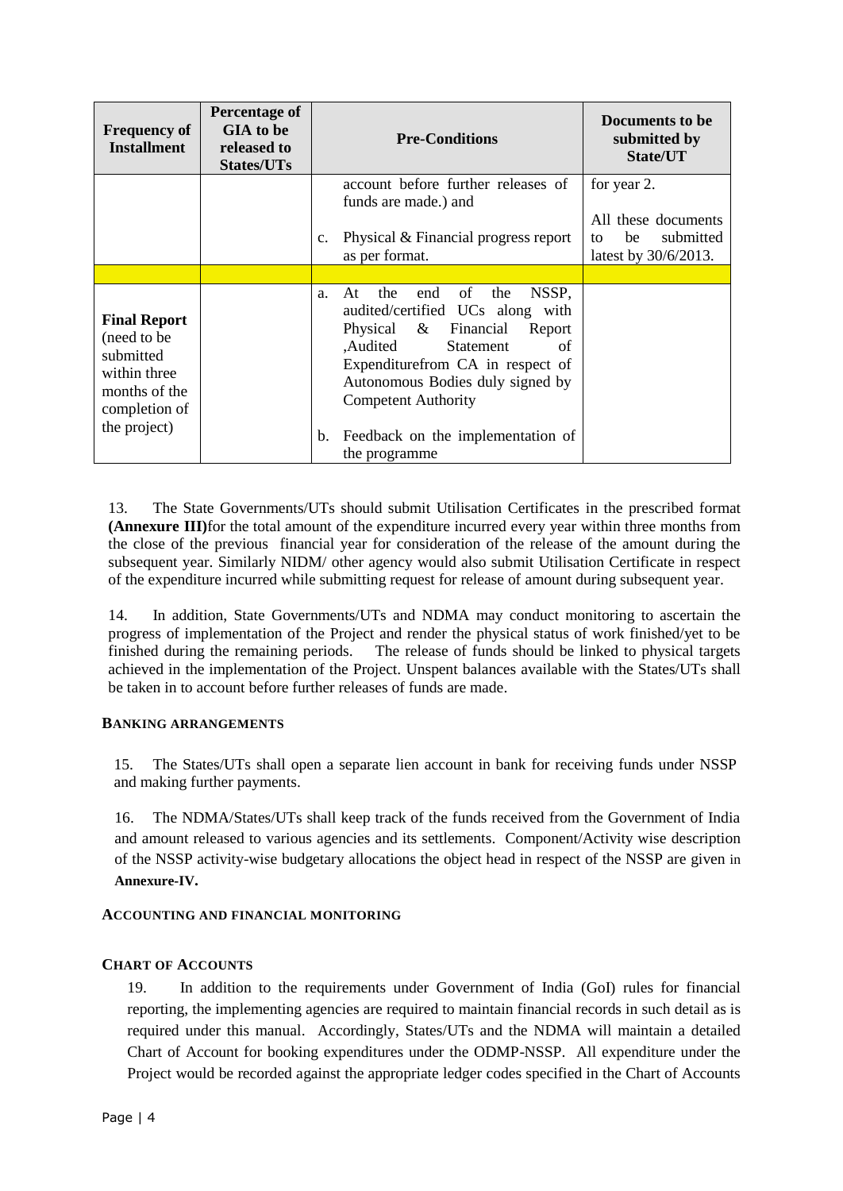| Frequency of Installment | Percentage of GIA to be released to States/UTs | Pre-Conditions | Documents to be submitted by State/UT |
|---|---|---|---|
| | | account before further releases of funds are made.) and<br><br>c. Physical & Financial progress report as per format. | for year 2.<br><br>All these documents to be submitted latest by 30/6/2013. |
| | | | |
| **Final Report** (need to be submitted within three months of the completion of the project) | | a. At the end of the NSSP, audited/certified UCs along with Physical & Financial Report ,Audited Statement of Expenditurefrom CA in respect of Autonomous Bodies duly signed by Competent Authority<br><br>b. Feedback on the implementation of the programme | |

13. The State Governments/UTs should submit Utilisation Certificates in the prescribed format **(Annexure III)**for the total amount of the expenditure incurred every year within three months from the close of the previous financial year for consideration of the release of the amount during the subsequent year. Similarly NIDM/ other agency would also submit Utilisation Certificate in respect of the expenditure incurred while submitting request for release of amount during subsequent year.

14. In addition, State Governments/UTs and NDMA may conduct monitoring to ascertain the progress of implementation of the Project and render the physical status of work finished/yet to be finished during the remaining periods. The release of funds should be linked to physical targets achieved in the implementation of the Project. Unspent balances available with the States/UTs shall be taken in to account before further releases of funds are made.

### BANKING ARRANGEMENTS

15. The States/UTs shall open a separate lien account in bank for receiving funds under NSSP and making further payments.

16. The NDMA/States/UTs shall keep track of the funds received from the Government of India and amount released to various agencies and its settlements. Component/Activity wise description of the NSSP activity-wise budgetary allocations the object head in respect of the NSSP are given in **Annexure-IV.**

### ACCOUNTING AND FINANCIAL MONITORING

### CHART OF ACCOUNTS

19. In addition to the requirements under Government of India (GoI) rules for financial reporting, the implementing agencies are required to maintain financial records in such detail as is required under this manual. Accordingly, States/UTs and the NDMA will maintain a detailed Chart of Account for booking expenditures under the ODMP-NSSP. All expenditure under the Project would be recorded against the appropriate ledger codes specified in the Chart of Accounts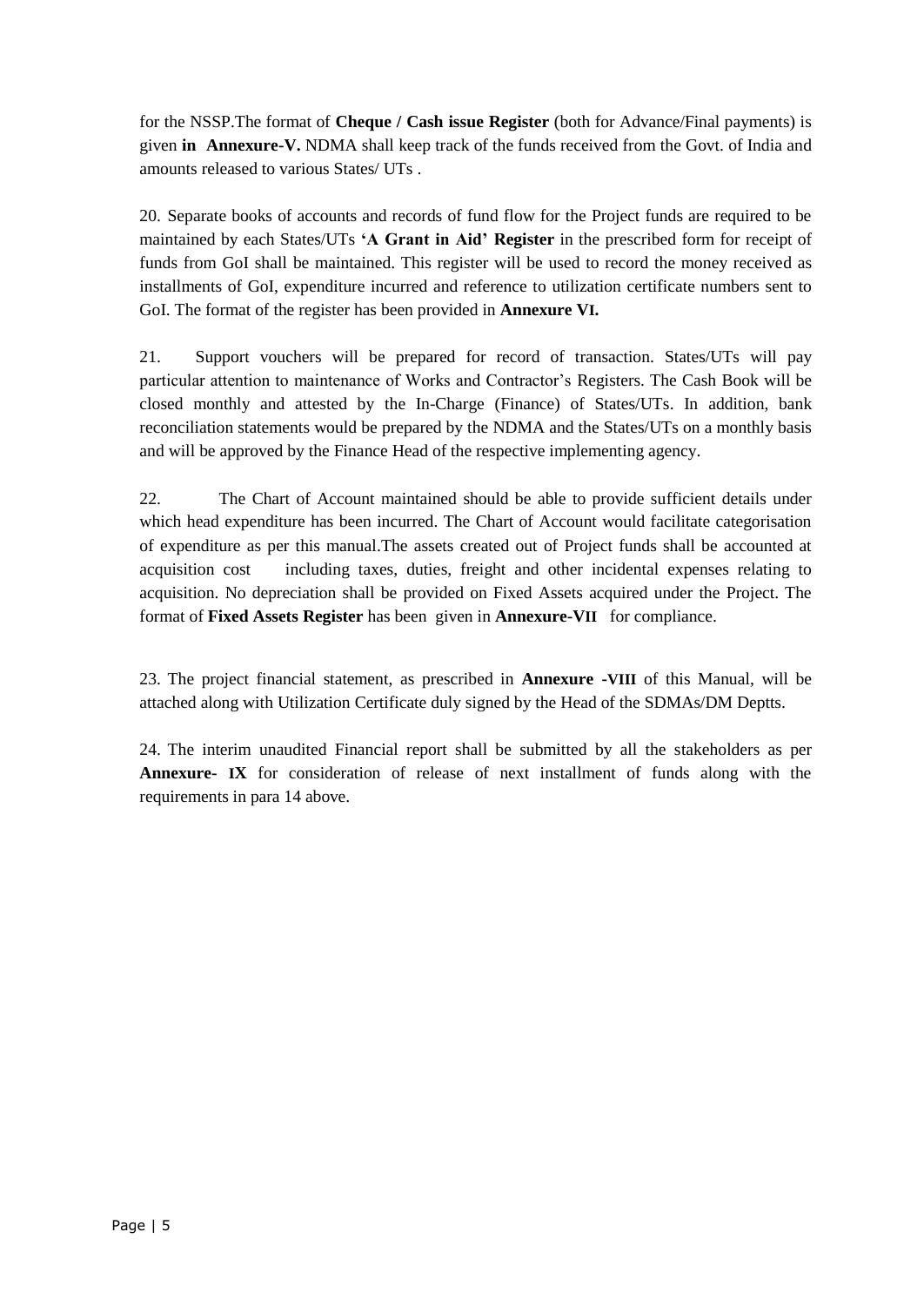for the NSSP.The format of **Cheque / Cash issue Register** (both for Advance/Final payments) is given **in Annexure-V.** NDMA shall keep track of the funds received from the Govt. of India and amounts released to various States/ UTs .

20. Separate books of accounts and records of fund flow for the Project funds are required to be maintained by each States/UTs **'A Grant in Aid' Register** in the prescribed form for receipt of funds from GoI shall be maintained. This register will be used to record the money received as installments of GoI, expenditure incurred and reference to utilization certificate numbers sent to GoI. The format of the register has been provided in **Annexure VI.**

21. Support vouchers will be prepared for record of transaction. States/UTs will pay particular attention to maintenance of Works and Contractor's Registers. The Cash Book will be closed monthly and attested by the In-Charge (Finance) of States/UTs. In addition, bank reconciliation statements would be prepared by the NDMA and the States/UTs on a monthly basis and will be approved by the Finance Head of the respective implementing agency.

22. The Chart of Account maintained should be able to provide sufficient details under which head expenditure has been incurred. The Chart of Account would facilitate categorisation of expenditure as per this manual.The assets created out of Project funds shall be accounted at acquisition cost including taxes, duties, freight and other incidental expenses relating to acquisition. No depreciation shall be provided on Fixed Assets acquired under the Project. The format of **Fixed Assets Register** has been given in **Annexure-VII** for compliance.

23. The project financial statement, as prescribed in **Annexure -VIII** of this Manual, will be attached along with Utilization Certificate duly signed by the Head of the SDMAs/DM Deptts.

24. The interim unaudited Financial report shall be submitted by all the stakeholders as per **Annexure- IX** for consideration of release of next installment of funds along with the requirements in para 14 above.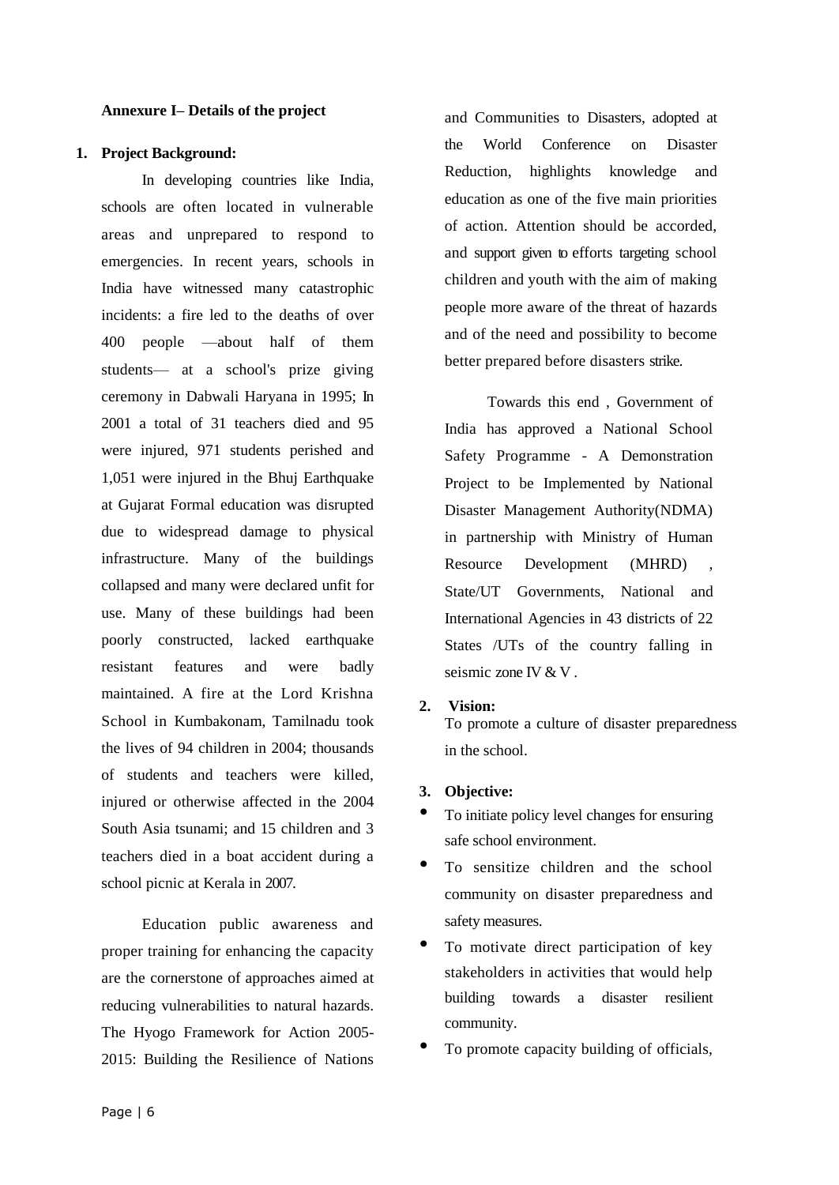**Annexure I– Details of the project**

1. **Project Background:**

In developing countries like India, schools are often located in vulnerable areas and unprepared to respond to emergencies. In recent years, schools in India have witnessed many catastrophic incidents: a fire led to the deaths of over 400 people —about half of them students— at a school's prize giving ceremony in Dabwali Haryana in 1995; In 2001 a total of 31 teachers died and 95 were injured, 971 students perished and 1,051 were injured in the Bhuj Earthquake at Gujarat Formal education was disrupted due to widespread damage to physical infrastructure. Many of the buildings collapsed and many were declared unfit for use. Many of these buildings had been poorly constructed, lacked earthquake resistant features and were badly maintained. A fire at the Lord Krishna School in Kumbakonam, Tamilnadu took the lives of 94 children in 2004; thousands of students and teachers were killed, injured or otherwise affected in the 2004 South Asia tsunami; and 15 children and 3 teachers died in a boat accident during a school picnic at Kerala in 2007.

Education public awareness and proper training for enhancing the capacity are the cornerstone of approaches aimed at reducing vulnerabilities to natural hazards. The Hyogo Framework for Action 2005-2015: Building the Resilience of Nations and Communities to Disasters, adopted at the World Conference on Disaster Reduction, highlights knowledge and education as one of the five main priorities of action. Attention should be accorded, and support given to efforts targeting school children and youth with the aim of making people more aware of the threat of hazards and of the need and possibility to become better prepared before disasters strike.

Towards this end , Government of India has approved a National School Safety Programme - A Demonstration Project to be Implemented by National Disaster Management Authority(NDMA) in partnership with Ministry of Human Resource Development (MHRD) , State/UT Governments, National and International Agencies in 43 districts of 22 States /UTs of the country falling in seismic zone IV & V .

2. **Vision:**

To promote a culture of disaster preparedness in the school.

3. **Objective:**

- To initiate policy level changes for ensuring safe school environment.
- To sensitize children and the school community on disaster preparedness and safety measures.
- To motivate direct participation of key stakeholders in activities that would help building towards a disaster resilient community.
- To promote capacity building of officials,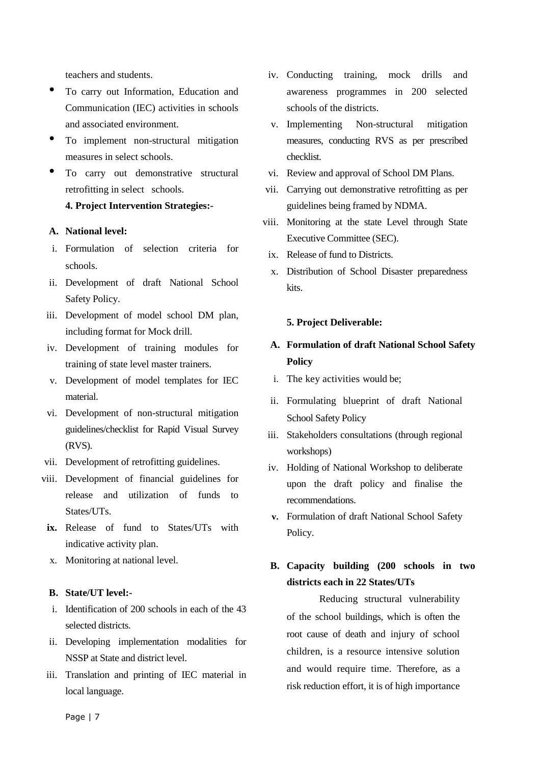teachers and students.

- To carry out Information, Education and Communication (IEC) activities in schools and associated environment.
- To implement non-structural mitigation measures in select schools.
- To carry out demonstrative structural retrofitting in select schools.

**4. Project Intervention Strategies:-**

**A. National level:**

i. Formulation of selection criteria for schools.

ii. Development of draft National School Safety Policy.

iii. Development of model school DM plan, including format for Mock drill.

iv. Development of training modules for training of state level master trainers.

v. Development of model templates for IEC material.

vi. Development of non-structural mitigation guidelines/checklist for Rapid Visual Survey (RVS).

vii. Development of retrofitting guidelines.

viii. Development of financial guidelines for release and utilization of funds to States/UTs.

**ix.** Release of fund to States/UTs with indicative activity plan.

x. Monitoring at national level.

**B. State/UT level:-**

i. Identification of 200 schools in each of the 43 selected districts.

ii. Developing implementation modalities for NSSP at State and district level.

iii. Translation and printing of IEC material in local language.

iv. Conducting training, mock drills and awareness programmes in 200 selected schools of the districts.

v. Implementing Non-structural mitigation measures, conducting RVS as per prescribed checklist.

vi. Review and approval of School DM Plans.

vii. Carrying out demonstrative retrofitting as per guidelines being framed by NDMA.

viii. Monitoring at the state Level through State Executive Committee (SEC).

ix. Release of fund to Districts.

x. Distribution of School Disaster preparedness kits.

**5. Project Deliverable:**

**A. Formulation of draft National School Safety Policy**

i. The key activities would be;

ii. Formulating blueprint of draft National School Safety Policy

iii. Stakeholders consultations (through regional workshops)

iv. Holding of National Workshop to deliberate upon the draft policy and finalise the recommendations.

**v.** Formulation of draft National School Safety Policy.

**B. Capacity building (200 schools in two districts each in 22 States/UTs**

Reducing structural vulnerability of the school buildings, which is often the root cause of death and injury of school children, is a resource intensive solution and would require time. Therefore, as a risk reduction effort, it is of high importance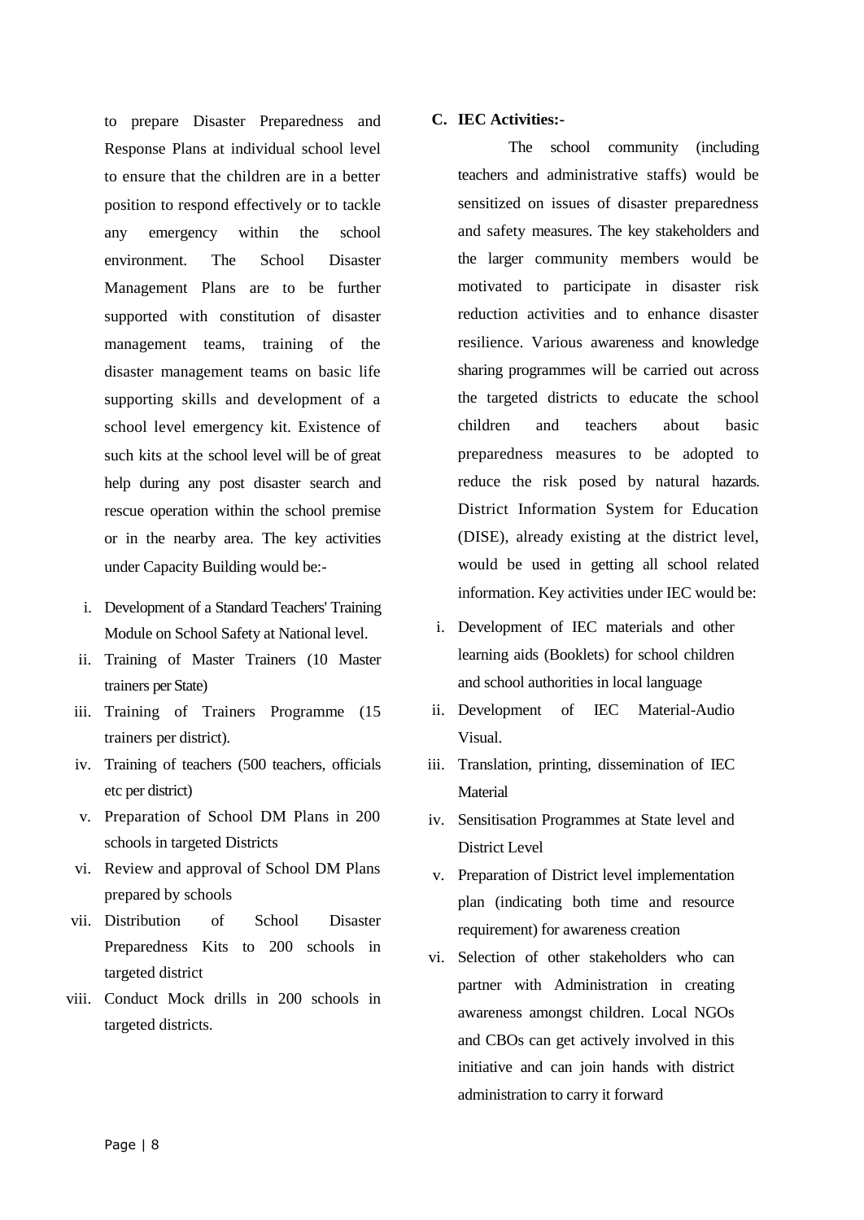to prepare Disaster Preparedness and Response Plans at individual school level to ensure that the children are in a better position to respond effectively or to tackle any emergency within the school environment. The School Disaster Management Plans are to be further supported with constitution of disaster management teams, training of the disaster management teams on basic life supporting skills and development of a school level emergency kit. Existence of such kits at the school level will be of great help during any post disaster search and rescue operation within the school premise or in the nearby area. The key activities under Capacity Building would be:-

i. Development of a Standard Teachers' Training Module on School Safety at National level.
ii. Training of Master Trainers (10 Master trainers per State)
iii. Training of Trainers Programme (15 trainers per district).
iv. Training of teachers (500 teachers, officials etc per district)
v. Preparation of School DM Plans in 200 schools in targeted Districts
vi. Review and approval of School DM Plans prepared by schools
vii. Distribution of School Disaster Preparedness Kits to 200 schools in targeted district
viii. Conduct Mock drills in 200 schools in targeted districts.

**C. IEC Activities:-**

The school community (including teachers and administrative staffs) would be sensitized on issues of disaster preparedness and safety measures. The key stakeholders and the larger community members would be motivated to participate in disaster risk reduction activities and to enhance disaster resilience. Various awareness and knowledge sharing programmes will be carried out across the targeted districts to educate the school children and teachers about basic preparedness measures to be adopted to reduce the risk posed by natural hazards. District Information System for Education (DISE), already existing at the district level, would be used in getting all school related information. Key activities under IEC would be:

i. Development of IEC materials and other learning aids (Booklets) for school children and school authorities in local language
ii. Development of IEC Material-Audio Visual.
iii. Translation, printing, dissemination of IEC Material
iv. Sensitisation Programmes at State level and District Level
v. Preparation of District level implementation plan (indicating both time and resource requirement) for awareness creation
vi. Selection of other stakeholders who can partner with Administration in creating awareness amongst children. Local NGOs and CBOs can get actively involved in this initiative and can join hands with district administration to carry it forward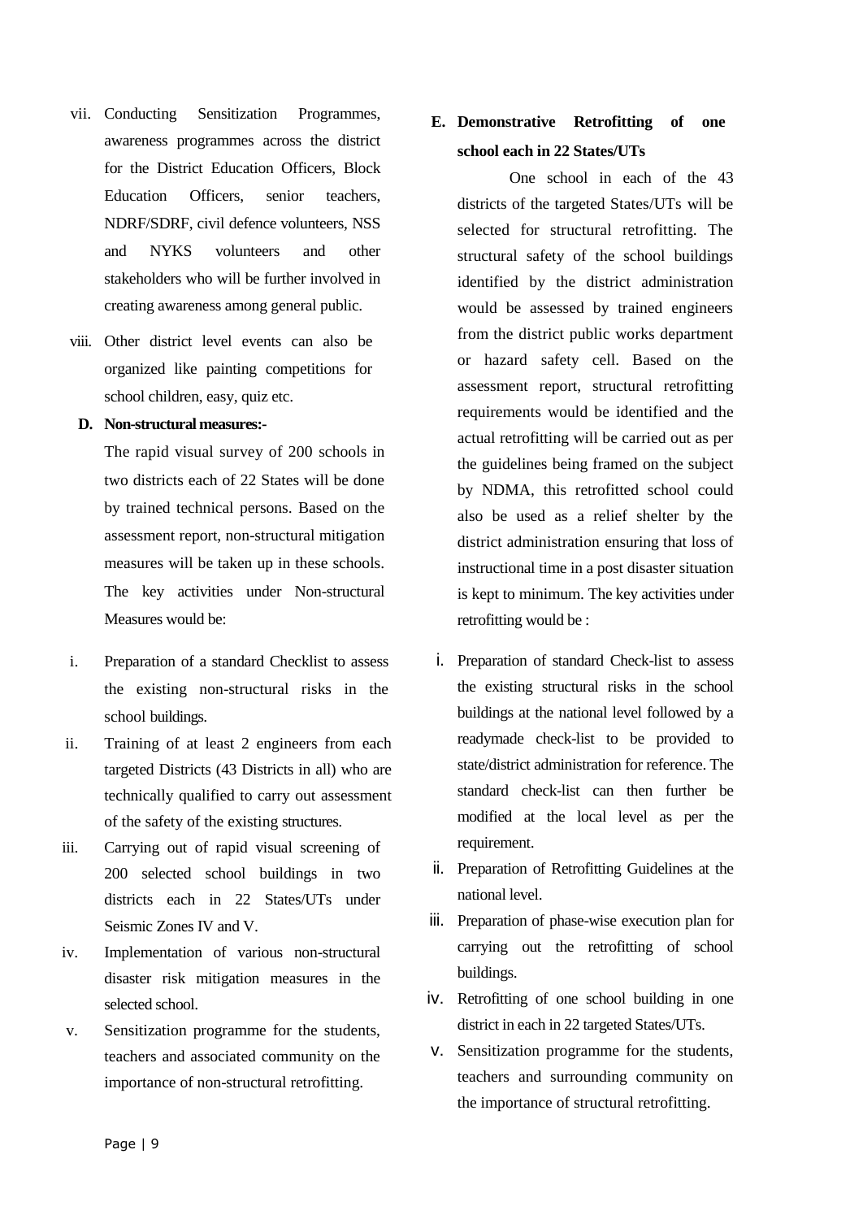vii. Conducting Sensitization Programmes, awareness programmes across the district for the District Education Officers, Block Education Officers, senior teachers, NDRF/SDRF, civil defence volunteers, NSS and NYKS volunteers and other stakeholders who will be further involved in creating awareness among general public.

viii. Other district level events can also be organized like painting competitions for school children, easy, quiz etc.

**D. Non-structural measures:-**

The rapid visual survey of 200 schools in two districts each of 22 States will be done by trained technical persons. Based on the assessment report, non-structural mitigation measures will be taken up in these schools. The key activities under Non-structural Measures would be:

i. Preparation of a standard Checklist to assess the existing non-structural risks in the school buildings.

ii. Training of at least 2 engineers from each targeted Districts (43 Districts in all) who are technically qualified to carry out assessment of the safety of the existing structures.

iii. Carrying out of rapid visual screening of 200 selected school buildings in two districts each in 22 States/UTs under Seismic Zones IV and V.

iv. Implementation of various non-structural disaster risk mitigation measures in the selected school.

v. Sensitization programme for the students, teachers and associated community on the importance of non-structural retrofitting.

**E. Demonstrative Retrofitting of one school each in 22 States/UTs**

One school in each of the 43 districts of the targeted States/UTs will be selected for structural retrofitting. The structural safety of the school buildings identified by the district administration would be assessed by trained engineers from the district public works department or hazard safety cell. Based on the assessment report, structural retrofitting requirements would be identified and the actual retrofitting will be carried out as per the guidelines being framed on the subject by NDMA, this retrofitted school could also be used as a relief shelter by the district administration ensuring that loss of instructional time in a post disaster situation is kept to minimum. The key activities under retrofitting would be :

i. Preparation of standard Check-list to assess the existing structural risks in the school buildings at the national level followed by a readymade check-list to be provided to state/district administration for reference. The standard check-list can then further be modified at the local level as per the requirement.

ii. Preparation of Retrofitting Guidelines at the national level.

iii. Preparation of phase-wise execution plan for carrying out the retrofitting of school buildings.

iv. Retrofitting of one school building in one district in each in 22 targeted States/UTs.

v. Sensitization programme for the students, teachers and surrounding community on the importance of structural retrofitting.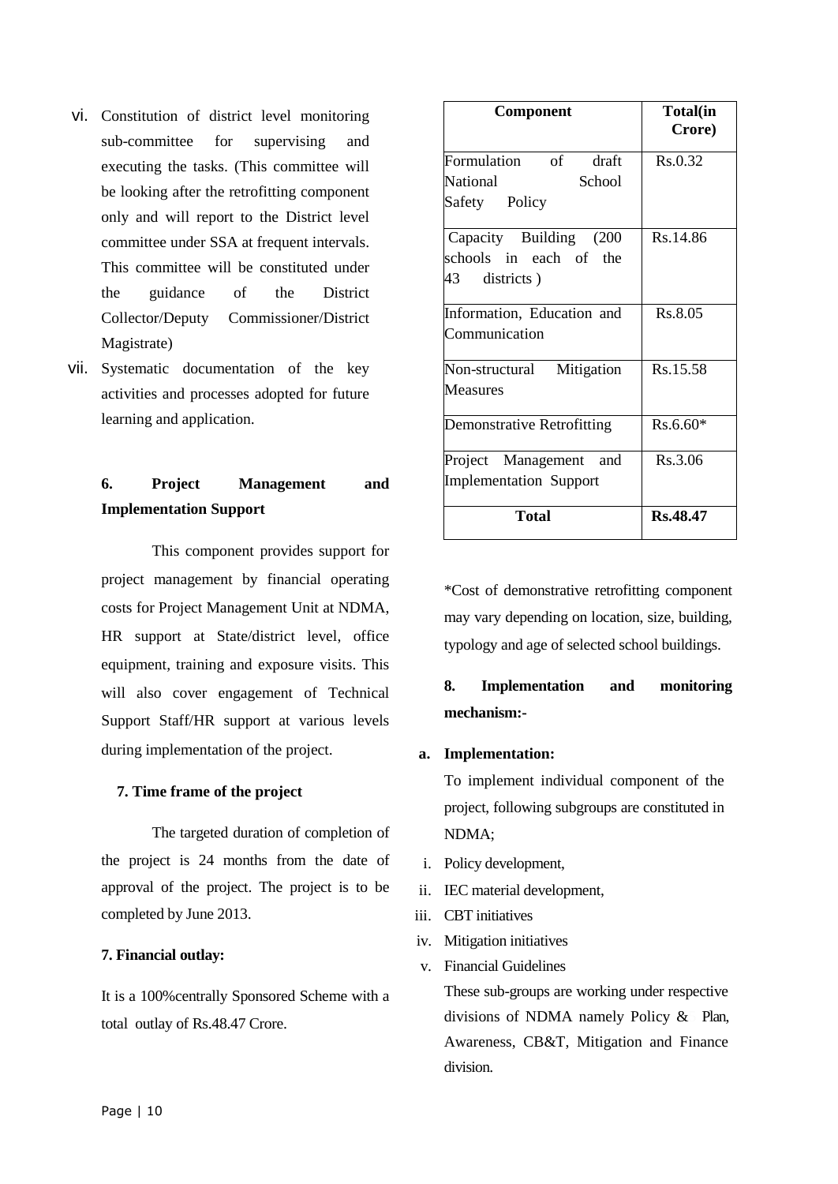vi. Constitution of district level monitoring sub-committee for supervising and executing the tasks. (This committee will be looking after the retrofitting component only and will report to the District level committee under SSA at frequent intervals. This committee will be constituted under the guidance of the District Collector/Deputy Commissioner/District Magistrate)

vii. Systematic documentation of the key activities and processes adopted for future learning and application.

### 6. Project Management and Implementation Support

This component provides support for project management by financial operating costs for Project Management Unit at NDMA, HR support at State/district level, office equipment, training and exposure visits. This will also cover engagement of Technical Support Staff/HR support at various levels during implementation of the project.

### 7. Time frame of the project

The targeted duration of completion of the project is 24 months from the date of approval of the project. The project is to be completed by June 2013.

### 7. Financial outlay:

It is a 100%centrally Sponsored Scheme with a total outlay of Rs.48.47 Crore.

| Component | Total(in Crore) |
|---|---|
| Formulation of draft National School Safety Policy | Rs.0.32 |
| Capacity Building (200 schools in each of the 43 districts ) | Rs.14.86 |
| Information, Education and Communication | Rs.8.05 |
| Non-structural Mitigation Measures | Rs.15.58 |
| Demonstrative Retrofitting | Rs.6.60* |
| Project Management and Implementation Support | Rs.3.06 |
| **Total** | **Rs.48.47** |

*Cost of demonstrative retrofitting component may vary depending on location, size, building, typology and age of selected school buildings.

### 8. Implementation and monitoring mechanism:-

**a. Implementation:**

To implement individual component of the project, following subgroups are constituted in NDMA;

i. Policy development,
ii. IEC material development,
iii. CBT initiatives
iv. Mitigation initiatives
v. Financial Guidelines

These sub-groups are working under respective divisions of NDMA namely Policy & Plan, Awareness, CB&T, Mitigation and Finance division.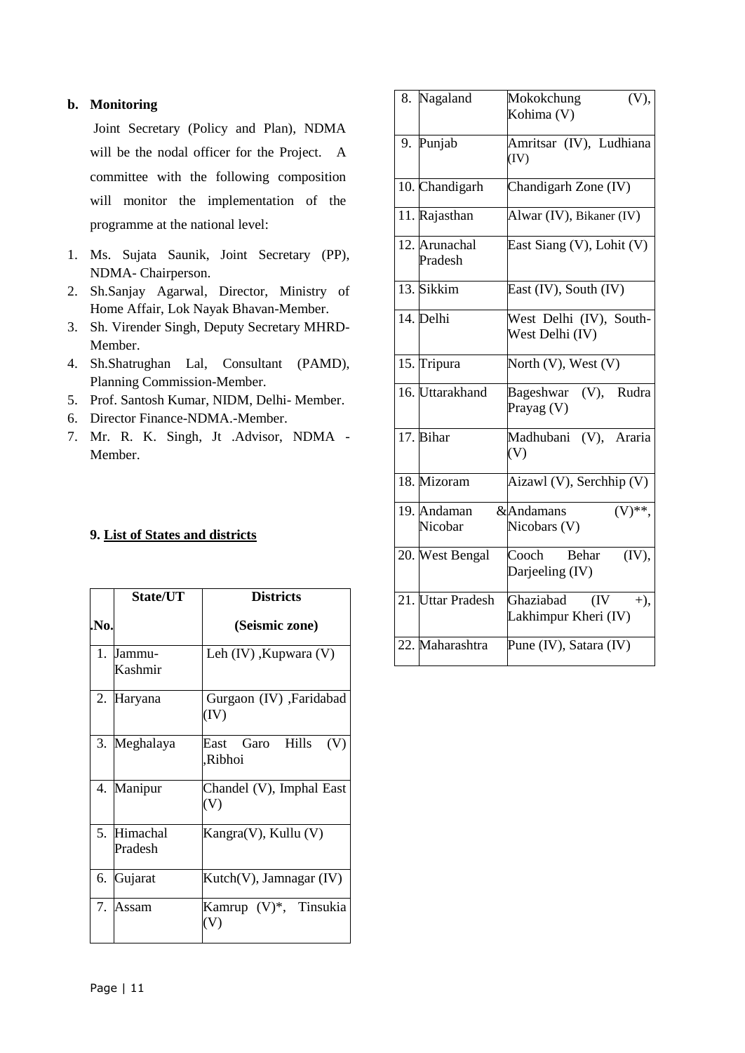**b. Monitoring**

Joint Secretary (Policy and Plan), NDMA will be the nodal officer for the Project. A committee with the following composition will monitor the implementation of the programme at the national level:

1. Ms. Sujata Saunik, Joint Secretary (PP), NDMA- Chairperson.
2. Sh.Sanjay Agarwal, Director, Ministry of Home Affair, Lok Nayak Bhavan-Member.
3. Sh. Virender Singh, Deputy Secretary MHRD-Member.
4. Sh.Shatrughan Lal, Consultant (PAMD), Planning Commission-Member.
5. Prof. Santosh Kumar, NIDM, Delhi- Member.
6. Director Finance-NDMA.-Member.
7. Mr. R. K. Singh, Jt .Advisor, NDMA - Member.

**9. List of States and districts**

| .No. | State/UT | Districts (Seismic zone) |
|---|---|---|
| 1. | Jammu-Kashmir | Leh (IV) ,Kupwara (V) |
| 2. | Haryana | Gurgaon (IV) ,Faridabad (IV) |
| 3. | Meghalaya | East Garo Hills (V) ,Ribhoi |
| 4. | Manipur | Chandel (V), Imphal East (V) |
| 5. | Himachal Pradesh | Kangra(V), Kullu (V) |
| 6. | Gujarat | Kutch(V), Jamnagar (IV) |
| 7. | Assam | Kamrup (V)*, Tinsukia (V) |
| 8. | Nagaland | Mokokchung (V), Kohima (V) |
| 9. | Punjab | Amritsar (IV), Ludhiana (IV) |
| 10. | Chandigarh | Chandigarh Zone (IV) |
| 11. | Rajasthan | Alwar (IV), Bikaner (IV) |
| 12. | Arunachal Pradesh | East Siang (V), Lohit (V) |
| 13. | Sikkim | East (IV), South (IV) |
| 14. | Delhi | West Delhi (IV), South-West Delhi (IV) |
| 15. | Tripura | North (V), West (V) |
| 16. | Uttarakhand | Bageshwar (V), Rudra Prayag (V) |
| 17. | Bihar | Madhubani (V), Araria (V) |
| 18. | Mizoram | Aizawl (V), Serchhip (V) |
| 19. | Andaman & Nicobar | Andamans (V)**, Nicobars (V) |
| 20. | West Bengal | Cooch Behar (IV), Darjeeling (IV) |
| 21. | Uttar Pradesh | Ghaziabad (IV +), Lakhimpur Kheri (IV) |
| 22. | Maharashtra | Pune (IV), Satara (IV) |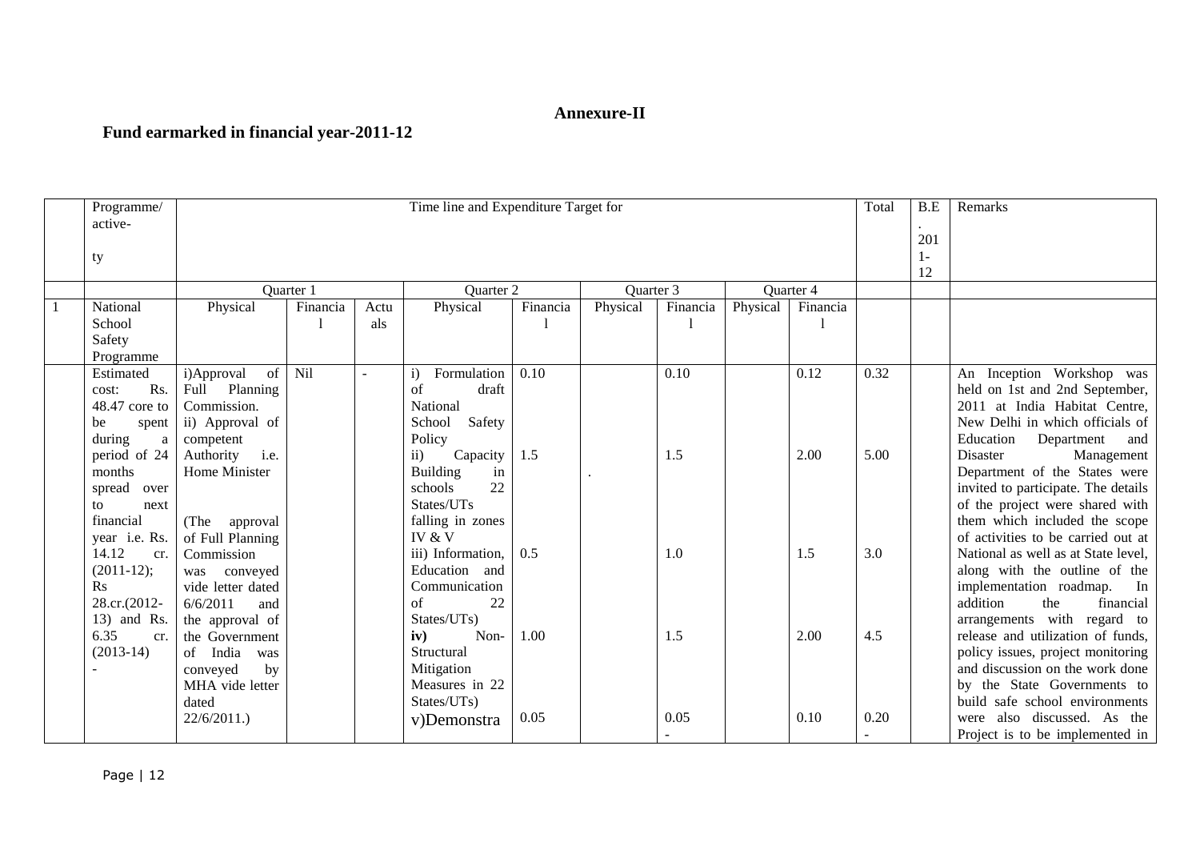**Annexure-II**

**Fund earmarked in financial year-2011-12**

| | Programme/ active-ty | Time line and Expenditure Target for | | | | | | | | | Total | B.E. 2011-12 | Remarks |
|---|---|---|---|---|---|---|---|---|---|---|---|---|---|
| | | Quarter 1 | | | Quarter 2 | | Quarter 3 | | Quarter 4 | | | | |
| 1 | National School Safety Programme | Physical | Financial | Actuals | Physical | Financial | Physical | Financial | Physical | Financial | | | |
| | Estimated cost: Rs. 48.47 core to be spent during a period of 24 months spread over to next financial year i.e. Rs. 14.12 cr. (2011-12); Rs 28.cr.(2012-13) and Rs. 6.35 cr. (2013-14) - | i)Approval of Full Planning Commission. ii) Approval of competent Authority i.e. Home Minister (The approval of Full Planning Commission was conveyed vide letter dated 6/6/2011 and the approval of the Government of India was conveyed by MHA vide letter dated 22/6/2011.) | Nil | - | i) Formulation of draft National School Safety Policy | 0.10 | | 0.10 | | 0.12 | 0.32 | | An Inception Workshop was held on 1st and 2nd September, 2011 at India Habitat Centre, New Delhi in which officials of Education Department and Disaster Management Department of the States were invited to participate. The details of the project were shared with them which included the scope of activities to be carried out at National as well as at State level, along with the outline of the implementation roadmap. In addition the financial arrangements with regard to release and utilization of funds, policy issues, project monitoring and discussion on the work done by the State Governments to build safe school environments were also discussed. As the Project is to be implemented in |
| | | | | | ii) Capacity Building in schools 22 States/UTs falling in zones IV & V | 1.5 | . | 1.5 | | 2.00 | 5.00 | | |
| | | | | | iii) Information, Education and Communication of 22 States/UTs) | 0.5 | | 1.0 | | 1.5 | 3.0 | | |
| | | | | | **iv)** Non-Structural Mitigation Measures in 22 States/UTs) | 1.00 | | 1.5 | | 2.00 | 4.5 | | |
| | | | | | v)Demonstra | 0.05 | | 0.05 - | | 0.10 | 0.20 - | | |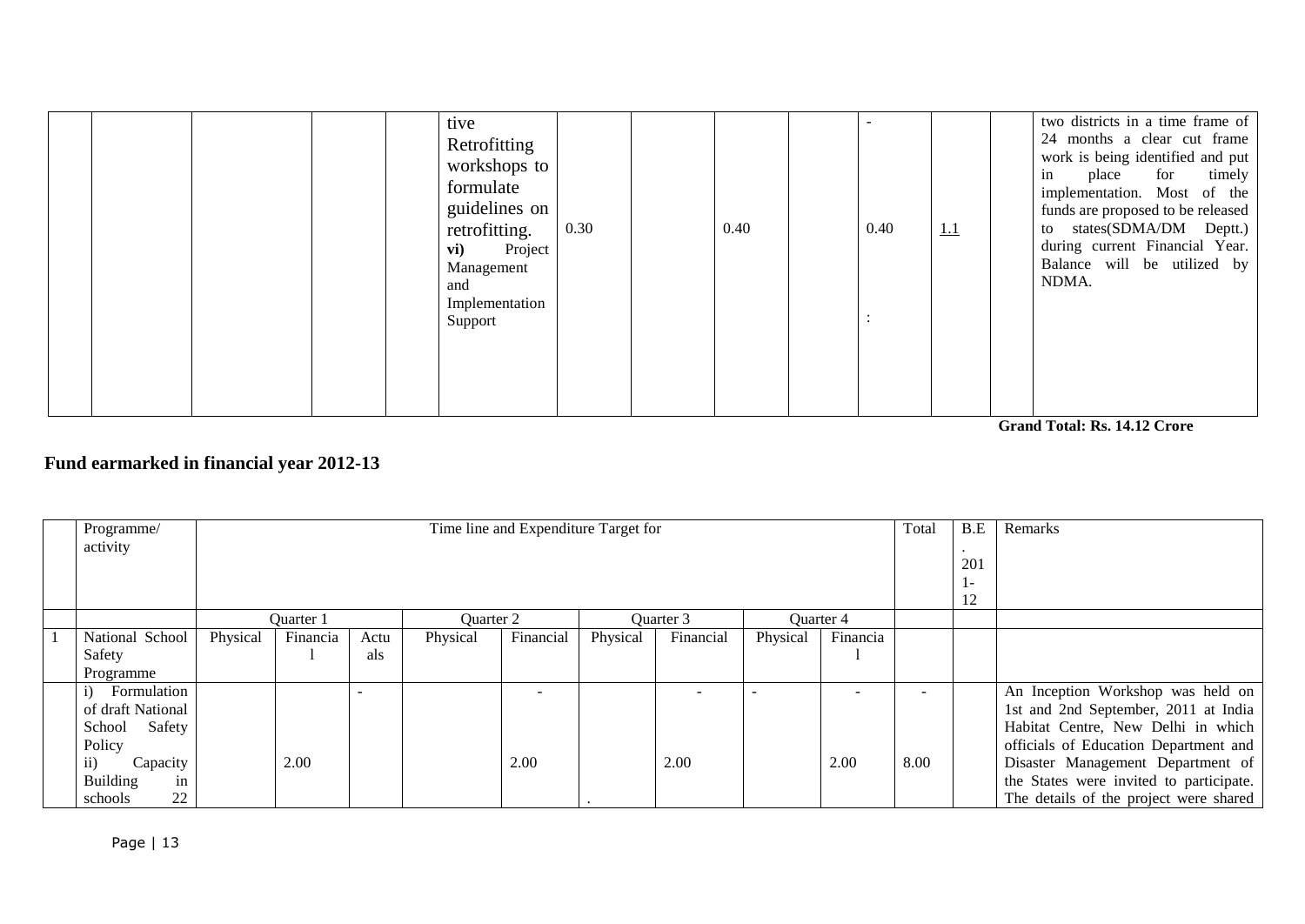| | | | | | tive Retrofitting workshops to formulate guidelines on retrofitting. **vi)** Project Management and Implementation Support | 0.30 | | 0.40 | | - 0.40 : | 1.1 | | two districts in a time frame of 24 months a clear cut frame work is being identified and put in place for timely implementation. Most of the funds are proposed to be released to states(SDMA/DM Deptt.) during current Financial Year. Balance will be utilized by NDMA. |
|---|---|---|---|---|---|---|---|---|---|---|---|---|---|

**Grand Total: Rs. 14.12 Crore**

## Fund earmarked in financial year 2012-13

| | Programme/ activity | Time line and Expenditure Target for | | | | | | | | | Total | B.E. 2011-12 | Remarks |
|---|---|---|---|---|---|---|---|---|---|---|---|---|---|
| | | Quarter 1 | | | Quarter 2 | | Quarter 3 | | Quarter 4 | | | | |
| 1 | National School Safety Programme | Physical | Financial | Actuals | Physical | Financial | Physical | Financial | Physical | Financial | | | |
| | i) Formulation of draft National School Safety Policy ii) Capacity Building in schools 22 | | 2.00 | - | | - 2.00 | . | - 2.00 | - | - 2.00 | - 8.00 | | An Inception Workshop was held on 1st and 2nd September, 2011 at India Habitat Centre, New Delhi in which officials of Education Department and Disaster Management Department of the States were invited to participate. The details of the project were shared |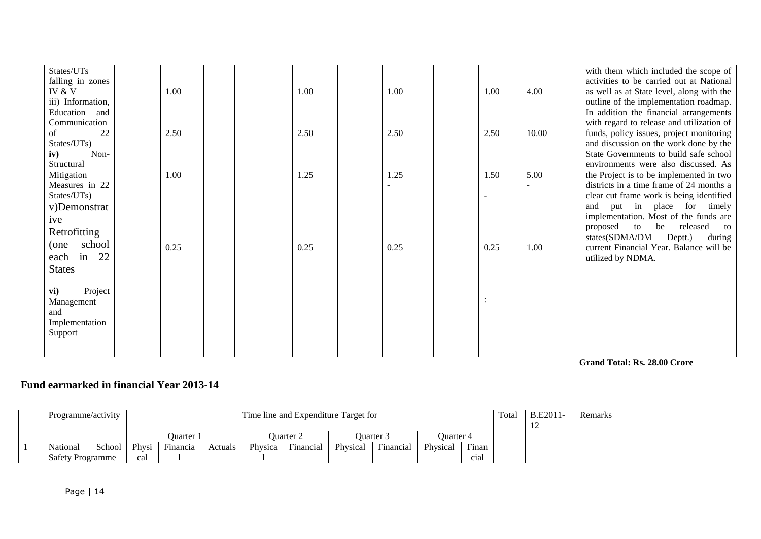| | | | | | | | | | | | | | |
|---|---|---|---|---|---|---|---|---|---|---|---|---|---|
| | States/UTs falling in zones IV & V | | 1.00 | | | 1.00 | | 1.00 | | 1.00 | 4.00 | | with them which included the scope of activities to be carried out at National as well as at State level, along with the outline of the implementation roadmap. In addition the financial arrangements with regard to release and utilization of funds, policy issues, project monitoring and discussion on the work done by the State Governments to build safe school environments were also discussed. As the Project is to be implemented in two districts in a time frame of 24 months a clear cut frame work is being identified and put in place for timely implementation. Most of the funds are proposed to be released to states(SDMA/DM Deptt.) during current Financial Year. Balance will be utilized by NDMA. |
| | iii) Information, Education and Communication of 22 States/UTs) | | 2.50 | | | 2.50 | | 2.50 | | 2.50 | 10.00 | | |
| | **iv)** Non-Structural Mitigation Measures in 22 States/UTs) | | 1.00 | | | 1.25 | | 1.25<br>- | | 1.50<br><br>- | 5.00<br>- | | |
| | v)Demonstrative Retrofitting (one school each in 22 States | | 0.25 | | | 0.25 | | 0.25 | | 0.25 | 1.00 | | |
| | **vi)** Project Management and Implementation Support | | | | | | | | | : | | | |

**Grand Total: Rs. 28.00 Crore**

## Fund earmarked in financial Year 2013-14

| | Programme/activity | Time line and Expenditure Target for | | | | | | | | | Total | B.E2011-12 | Remarks |
|---|---|---|---|---|---|---|---|---|---|---|---|---|---|
| | | Quarter 1 | | | Quarter 2 | | Quarter 3 | | Quarter 4 | | | | |
| 1 | National School Safety Programme | Physical | Financial | Actuals | Physical | Financial | Physical | Financial | Physical | Financial | | | |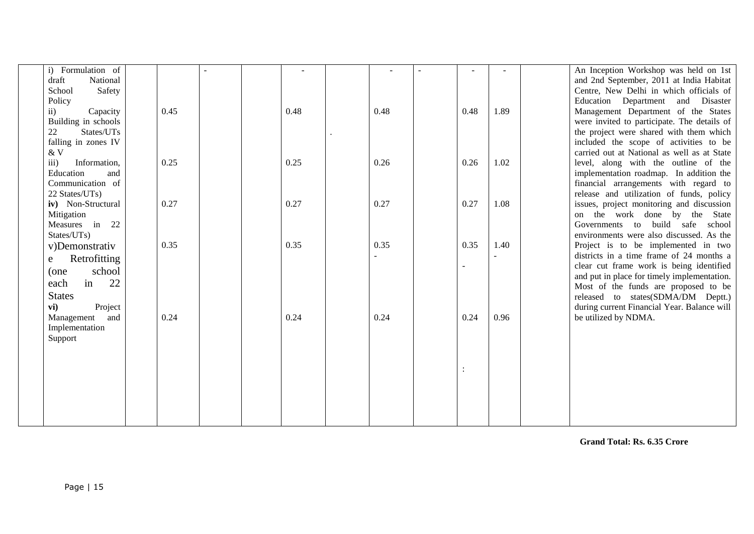| | | | | | | | | | | | | | |
|---|---|---|---|---|---|---|---|---|---|---|---|---|---|
| | i) Formulation of draft National School Safety Policy | | | - | | - | | - | - | - | - | | An Inception Workshop was held on 1st and 2nd September, 2011 at India Habitat Centre, New Delhi in which officials of Education Department and Disaster Management Department of the States were invited to participate. The details of the project were shared with them which included the scope of activities to be carried out at National as well as at State level, along with the outline of the implementation roadmap. In addition the financial arrangements with regard to release and utilization of funds, policy issues, project monitoring and discussion on the work done by the State Governments to build safe school environments were also discussed. As the Project is to be implemented in two districts in a time frame of 24 months a clear cut frame work is being identified and put in place for timely implementation. Most of the funds are proposed to be released to states(SDMA/DM Deptt.) during current Financial Year. Balance will be utilized by NDMA. |
| | ii) Capacity Building in schools 22 States/UTs falling in zones IV & V | | 0.45 | | | 0.48 | . | 0.48 | | 0.48 | 1.89 | | |
| | iii) Information, Education and Communication of 22 States/UTs) | | 0.25 | | | 0.25 | | 0.26 | | 0.26 | 1.02 | | |
| | **iv)** Non-Structural Mitigation Measures in 22 States/UTs) | | 0.27 | | | 0.27 | | 0.27 | | 0.27 | 1.08 | | |
| | v)Demonstrative Retrofitting (one school each in 22 States | | 0.35 | | | 0.35 | | 0.35 - | | 0.35 - | 1.40 - | | |
| | **vi)** Project Management and Implementation Support | | 0.24 | | | 0.24 | | 0.24 | | 0.24 : | 0.96 | | |

**Grand Total: Rs. 6.35 Crore**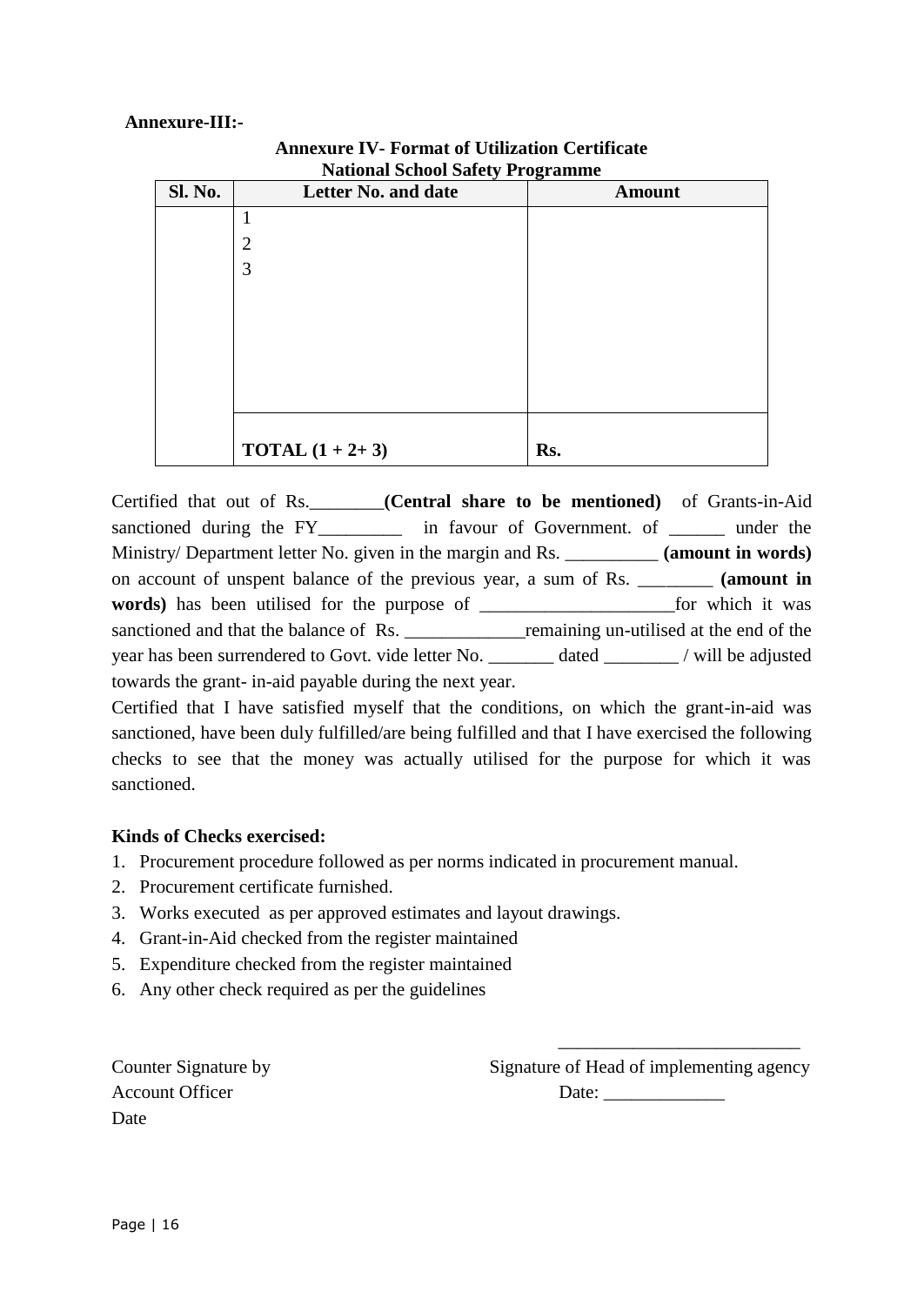**Annexure-III:-**

**Annexure IV- Format of Utilization Certificate**
**National School Safety Programme**

| Sl. No. | Letter No. and date | Amount |
|---|---|---|
| | 1<br>2<br>3 | |
| | **TOTAL (1 + 2+ 3)** | **Rs.** |

Certified that out of Rs.________**(Central share to be mentioned)** of Grants-in-Aid sanctioned during the FY_________ in favour of Government. of ______ under the Ministry/ Department letter No. given in the margin and Rs. __________ **(amount in words)** on account of unspent balance of the previous year, a sum of Rs. ________ **(amount in words)** has been utilised for the purpose of _____________________for which it was sanctioned and that the balance of Rs. _____________remaining un-utilised at the end of the year has been surrendered to Govt. vide letter No. _______ dated ________ / will be adjusted towards the grant- in-aid payable during the next year.

Certified that I have satisfied myself that the conditions, on which the grant-in-aid was sanctioned, have been duly fulfilled/are being fulfilled and that I have exercised the following checks to see that the money was actually utilised for the purpose for which it was sanctioned.

**Kinds of Checks exercised:**

1. Procurement procedure followed as per norms indicated in procurement manual.
2. Procurement certificate furnished.
3. Works executed as per approved estimates and layout drawings.
4. Grant-in-Aid checked from the register maintained
5. Expenditure checked from the register maintained
6. Any other check required as per the guidelines

__________________________

Counter Signature by
Account Officer
Date

Signature of Head of implementing agency
Date: _____________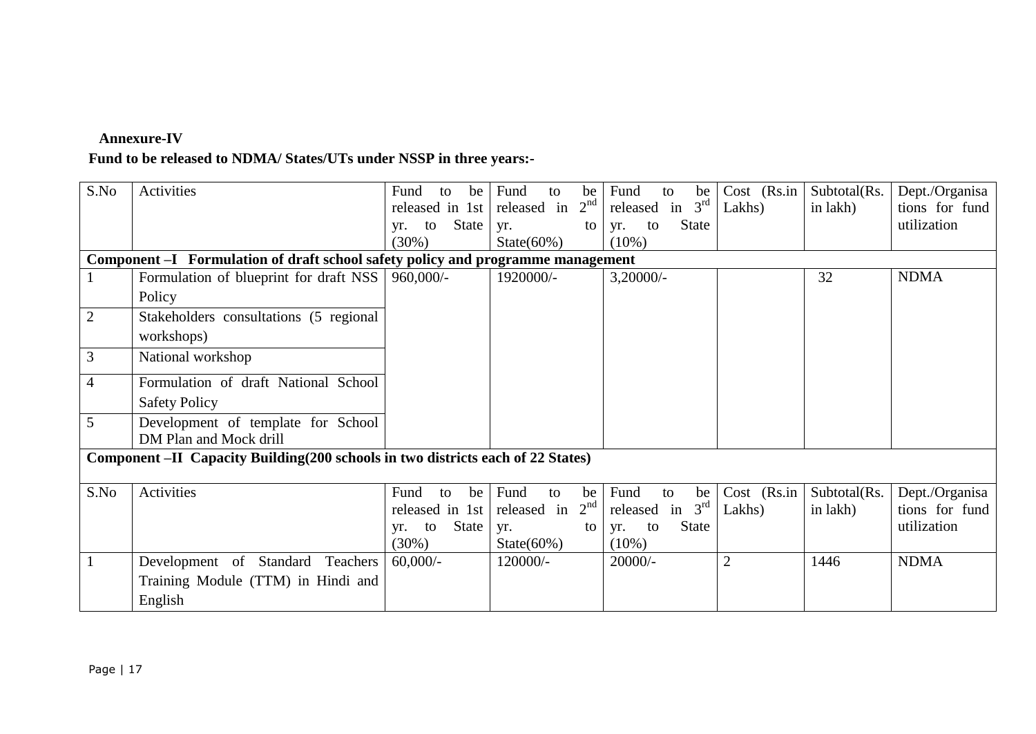**Annexure-IV**

**Fund to be released to NDMA/ States/UTs under NSSP in three years:-**

| S.No | Activities | Fund to be released in 1st yr. to State (30%) | Fund to be released in 2nd yr. to State(60%) | Fund to be released in 3rd yr. to State (10%) | Cost (Rs.in Lakhs) | Subtotal(Rs. in lakh) | Dept./Organisations for fund utilization |
|---|---|---|---|---|---|---|---|
| **Component –I Formulation of draft school safety policy and programme management** | | | | | | | |
| 1 | Formulation of blueprint for draft NSS Policy | 960,000/- | 1920000/- | 3,20000/- | | 32 | NDMA |
| 2 | Stakeholders consultations (5 regional workshops) | | | | | | |
| 3 | National workshop | | | | | | |
| 4 | Formulation of draft National School Safety Policy | | | | | | |
| 5 | Development of template for School DM Plan and Mock drill | | | | | | |
| **Component –II Capacity Building(200 schools in two districts each of 22 States)** | | | | | | | |
| S.No | Activities | Fund to be released in 1st yr. to State (30%) | Fund to be released in 2nd yr. to State(60%) | Fund to be released in 3rd yr. to State (10%) | Cost (Rs.in Lakhs) | Subtotal(Rs. in lakh) | Dept./Organisations for fund utilization |
| 1 | Development of Standard Teachers Training Module (TTM) in Hindi and English | 60,000/- | 120000/- | 20000/- | 2 | 1446 | NDMA |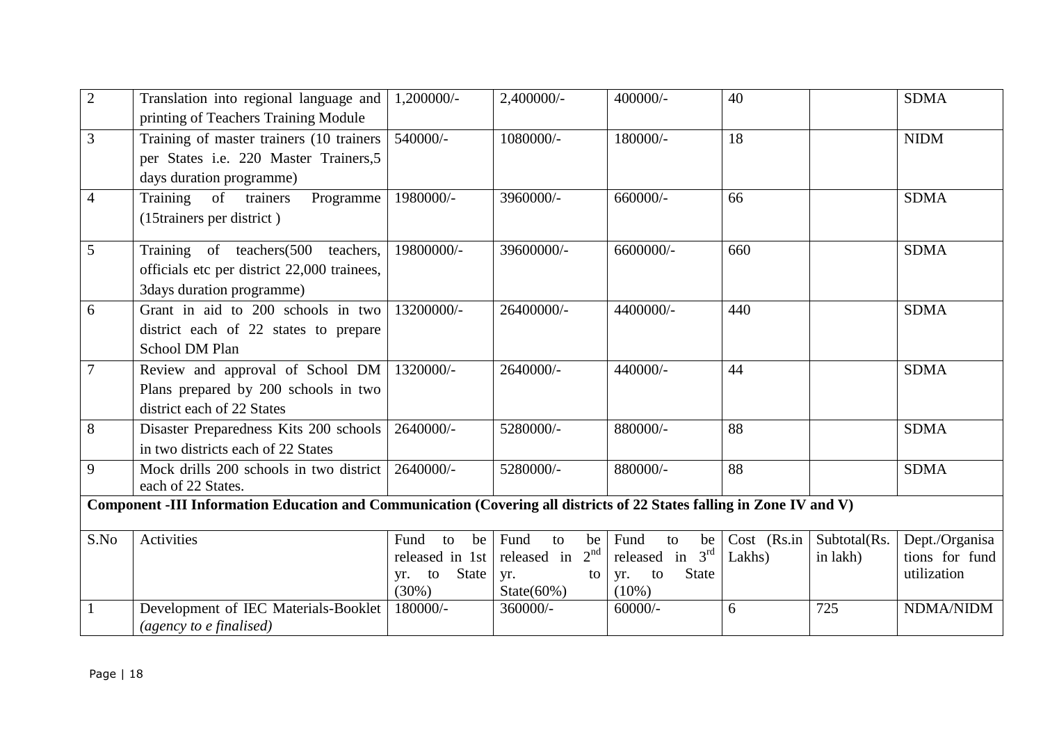| 2 | Translation into regional language and printing of Teachers Training Module | 1,200000/- | 2,400000/- | 400000/- | 40 | | SDMA |
|---|---|---|---|---|---|---|---|
| 3 | Training of master trainers (10 trainers per States i.e. 220 Master Trainers,5 days duration programme) | 540000/- | 1080000/- | 180000/- | 18 | | NIDM |
| 4 | Training of trainers Programme (15trainers per district ) | 1980000/- | 3960000/- | 660000/- | 66 | | SDMA |
| 5 | Training of teachers(500 teachers, officials etc per district 22,000 trainees, 3days duration programme) | 19800000/- | 39600000/- | 6600000/- | 660 | | SDMA |
| 6 | Grant in aid to 200 schools in two district each of 22 states to prepare School DM Plan | 13200000/- | 26400000/- | 4400000/- | 440 | | SDMA |
| 7 | Review and approval of School DM Plans prepared by 200 schools in two district each of 22 States | 1320000/- | 2640000/- | 440000/- | 44 | | SDMA |
| 8 | Disaster Preparedness Kits 200 schools in two districts each of 22 States | 2640000/- | 5280000/- | 880000/- | 88 | | SDMA |
| 9 | Mock drills 200 schools in two district each of 22 States. | 2640000/- | 5280000/- | 880000/- | 88 | | SDMA |

**Component -III Information Education and Communication (Covering all districts of 22 States falling in Zone IV and V)**

| S.No | Activities | Fund to be released in 1st yr. to State (30%) | Fund to be released in 2nd yr. to State(60%) | Fund to be released in 3rd yr. to State (10%) | Cost (Rs.in Lakhs) | Subtotal(Rs. in lakh) | Dept./Organisations for fund utilization |
|---|---|---|---|---|---|---|---|
| 1 | Development of IEC Materials-Booklet *(agency to e finalised)* | 180000/- | 360000/- | 60000/- | 6 | 725 | NDMA/NIDM |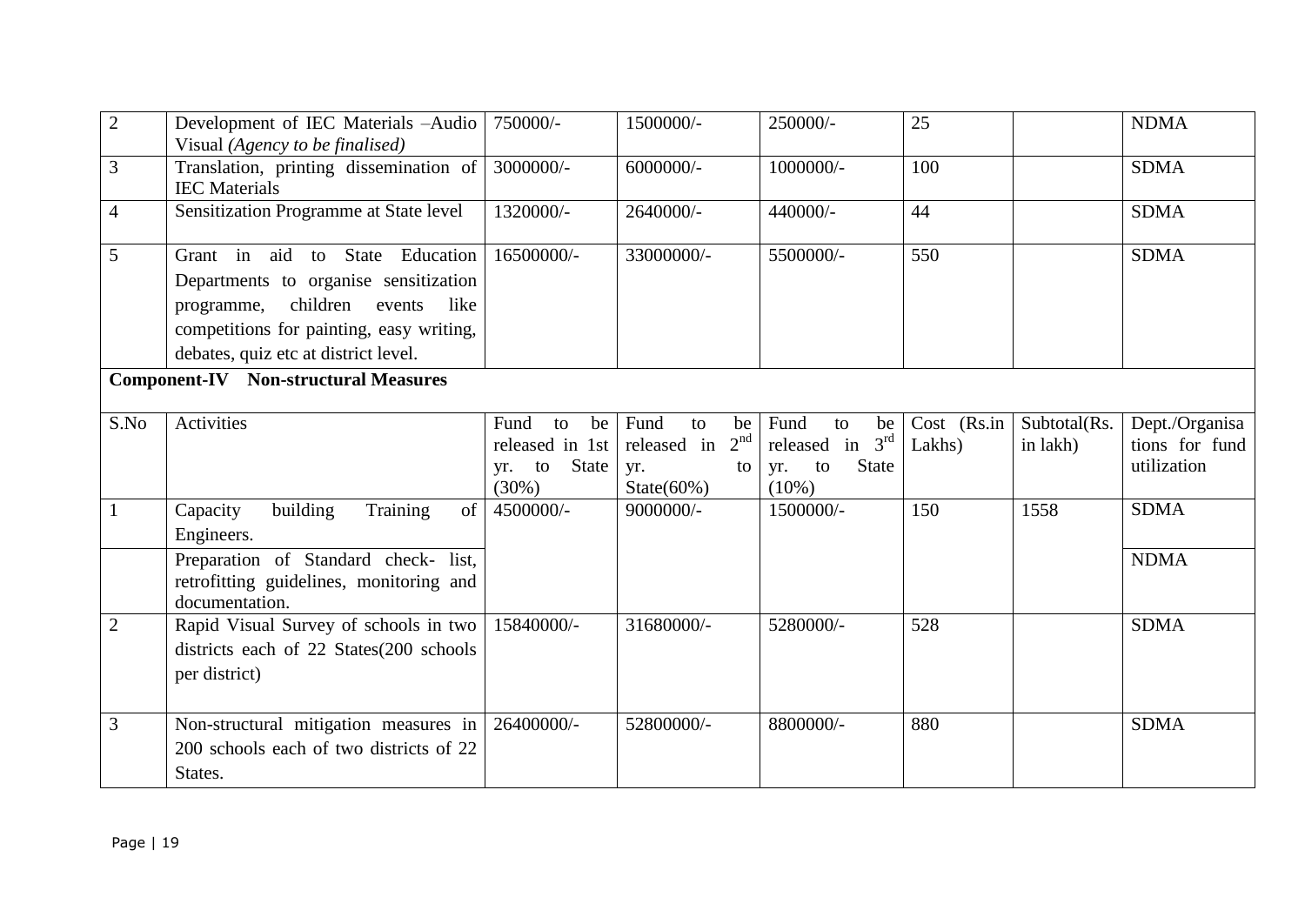| 2 | Development of IEC Materials –Audio Visual *(Agency to be finalised)* | 750000/- | 1500000/- | 250000/- | 25 | | NDMA |
|---|---|---|---|---|---|---|---|
| 3 | Translation, printing dissemination of IEC Materials | 3000000/- | 6000000/- | 1000000/- | 100 | | SDMA |
| 4 | Sensitization Programme at State level | 1320000/- | 2640000/- | 440000/- | 44 | | SDMA |
| 5 | Grant in aid to State Education Departments to organise sensitization programme, children events like competitions for painting, easy writing, debates, quiz etc at district level. | 16500000/- | 33000000/- | 5500000/- | 550 | | SDMA |

**Component-IV Non-structural Measures**

| S.No | Activities | Fund to be released in 1st yr. to State (30%) | Fund to be released in 2nd yr. to State(60%) | Fund to be released in 3rd yr. to State (10%) | Cost (Rs.in Lakhs) | Subtotal(Rs. in lakh) | Dept./Organisations for fund utilization |
|---|---|---|---|---|---|---|---|
| 1 | Capacity building Training of Engineers. | 4500000/- | 9000000/- | 1500000/- | 150 | 1558 | SDMA |
| | Preparation of Standard check- list, retrofitting guidelines, monitoring and documentation. | | | | | | NDMA |
| 2 | Rapid Visual Survey of schools in two districts each of 22 States(200 schools per district) | 15840000/- | 31680000/- | 5280000/- | 528 | | SDMA |
| 3 | Non-structural mitigation measures in 200 schools each of two districts of 22 States. | 26400000/- | 52800000/- | 8800000/- | 880 | | SDMA |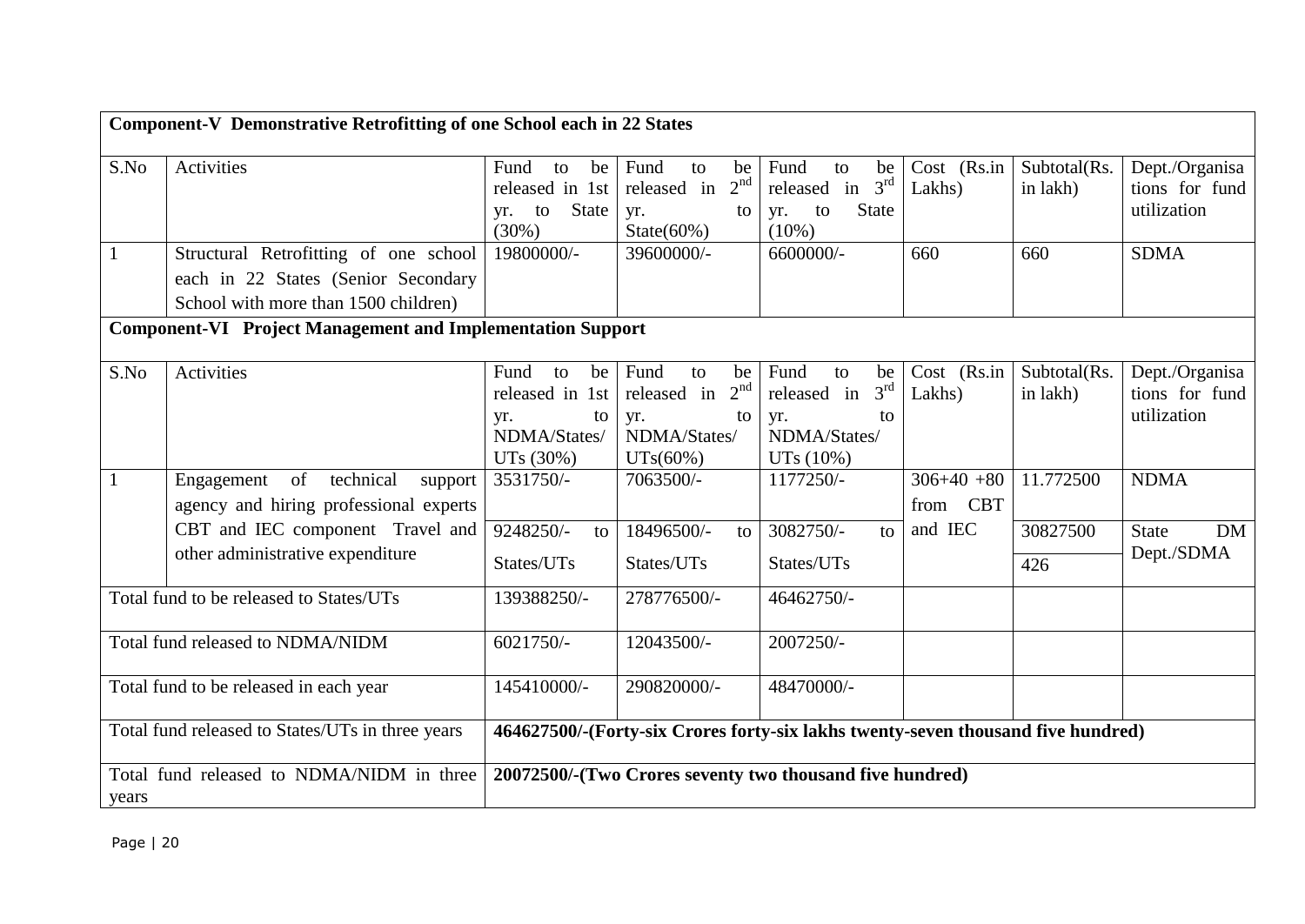| **Component-V Demonstrative Retrofitting of one School each in 22 States** | | | | | | | |
|---|---|---|---|---|---|---|---|
| S.No | Activities | Fund to be released in 1st yr. to State (30%) | Fund to be released in 2nd yr. to State(60%) | Fund to be released in 3rd yr. to State (10%) | Cost (Rs.in Lakhs) | Subtotal(Rs. in lakh) | Dept./Organisations for fund utilization |
| 1 | Structural Retrofitting of one school each in 22 States (Senior Secondary School with more than 1500 children) | 19800000/- | 39600000/- | 6600000/- | 660 | 660 | SDMA |
| **Component-VI Project Management and Implementation Support** | | | | | | | |
| S.No | Activities | Fund to be released in 1st yr. to NDMA/States/ UTs (30%) | Fund to be released in 2nd yr. to NDMA/States/ UTs(60%) | Fund to be released in 3rd yr. to NDMA/States/ UTs (10%) | Cost (Rs.in Lakhs) | Subtotal(Rs. in lakh) | Dept./Organisations for fund utilization |
| 1 | Engagement of technical support agency and hiring professional experts | 3531750/- | 7063500/- | 1177250/- | 306+40 +80 from CBT and IEC | 11.772500 | NDMA |
| | CBT and IEC component Travel and other administrative expenditure | 9248250/- to States/UTs | 18496500/- to States/UTs | 3082750/- to States/UTs | | 30827500<br>426 | State DM Dept./SDMA |
| Total fund to be released to States/UTs | | 139388250/- | 278776500/- | 46462750/- | | | |
| Total fund released to NDMA/NIDM | | 6021750/- | 12043500/- | 2007250/- | | | |
| Total fund to be released in each year | | 145410000/- | 290820000/- | 48470000/- | | | |
| Total fund released to States/UTs in three years | | **464627500/-(Forty-six Crores forty-six lakhs twenty-seven thousand five hundred)** | | | | | |
| Total fund released to NDMA/NIDM in three years | | **20072500/-(Two Crores seventy two thousand five hundred)** | | | | | |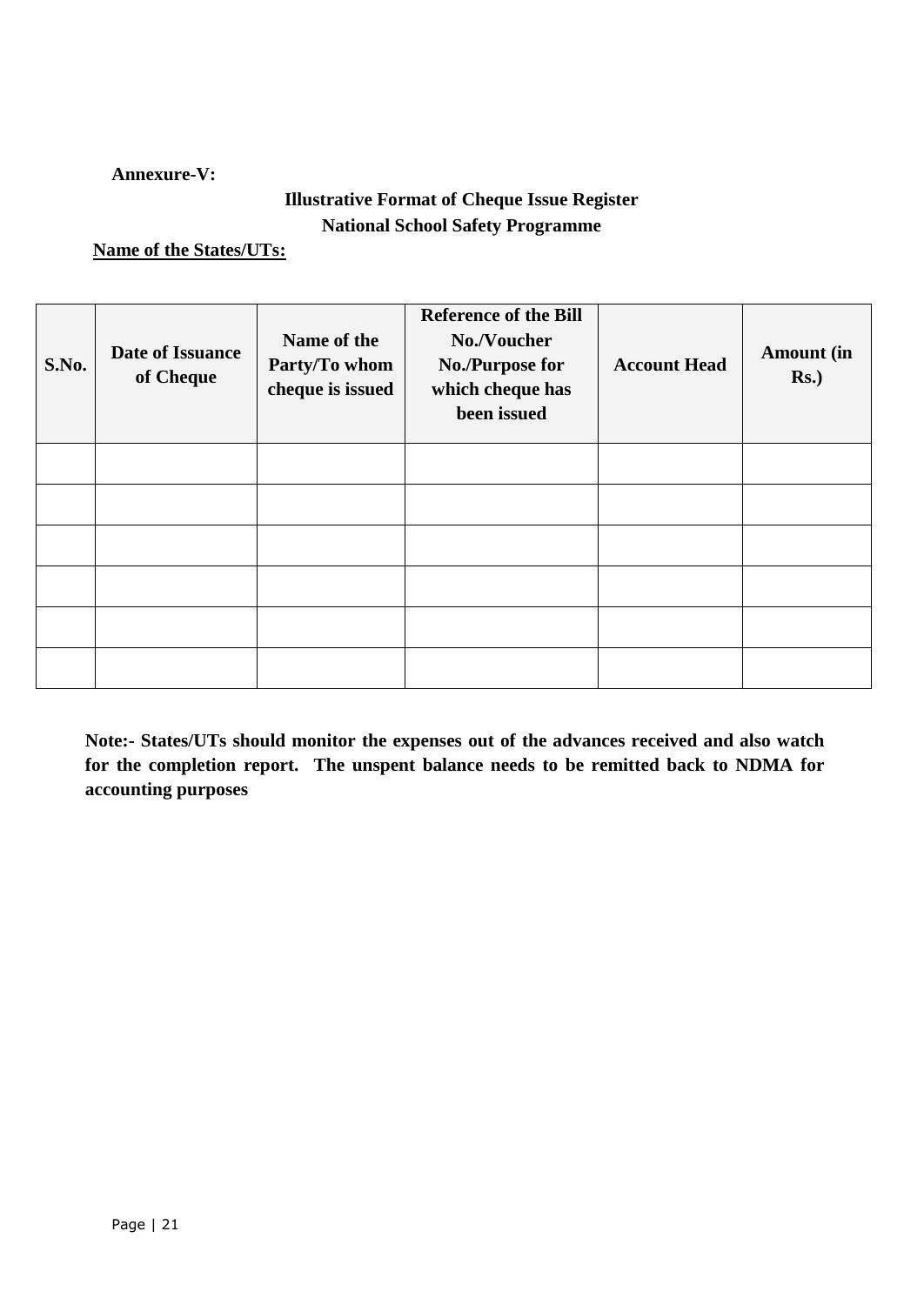**Annexure-V:**

**Illustrative Format of Cheque Issue Register**
**National School Safety Programme**

**Name of the States/UTs:**

| S.No. | Date of Issuance of Cheque | Name of the Party/To whom cheque is issued | Reference of the Bill No./Voucher No./Purpose for which cheque has been issued | Account Head | Amount (in Rs.) |
|---|---|---|---|---|---|
| | | | | | |
| | | | | | |
| | | | | | |
| | | | | | |
| | | | | | |
| | | | | | |

**Note:- States/UTs should monitor the expenses out of the advances received and also watch for the completion report. The unspent balance needs to be remitted back to NDMA for accounting purposes**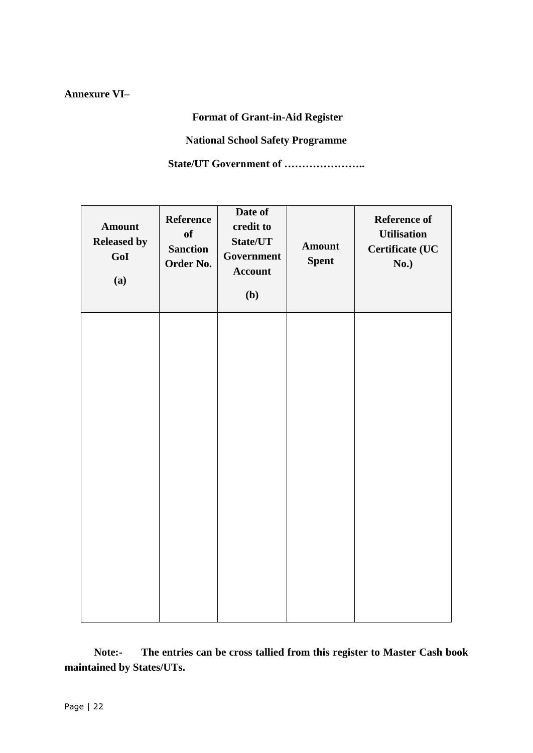**Annexure VI–**

**Format of Grant-in-Aid Register**

**National School Safety Programme**

**State/UT Government of …………………..**

| Amount Released by GoI (a) | Reference of Sanction Order No. | Date of credit to State/UT Government Account (b) | Amount Spent | Reference of Utilisation Certificate (UC No.) |
|---|---|---|---|---|
| | | | | |

**Note:-** **The entries can be cross tallied from this register to Master Cash book maintained by States/UTs.**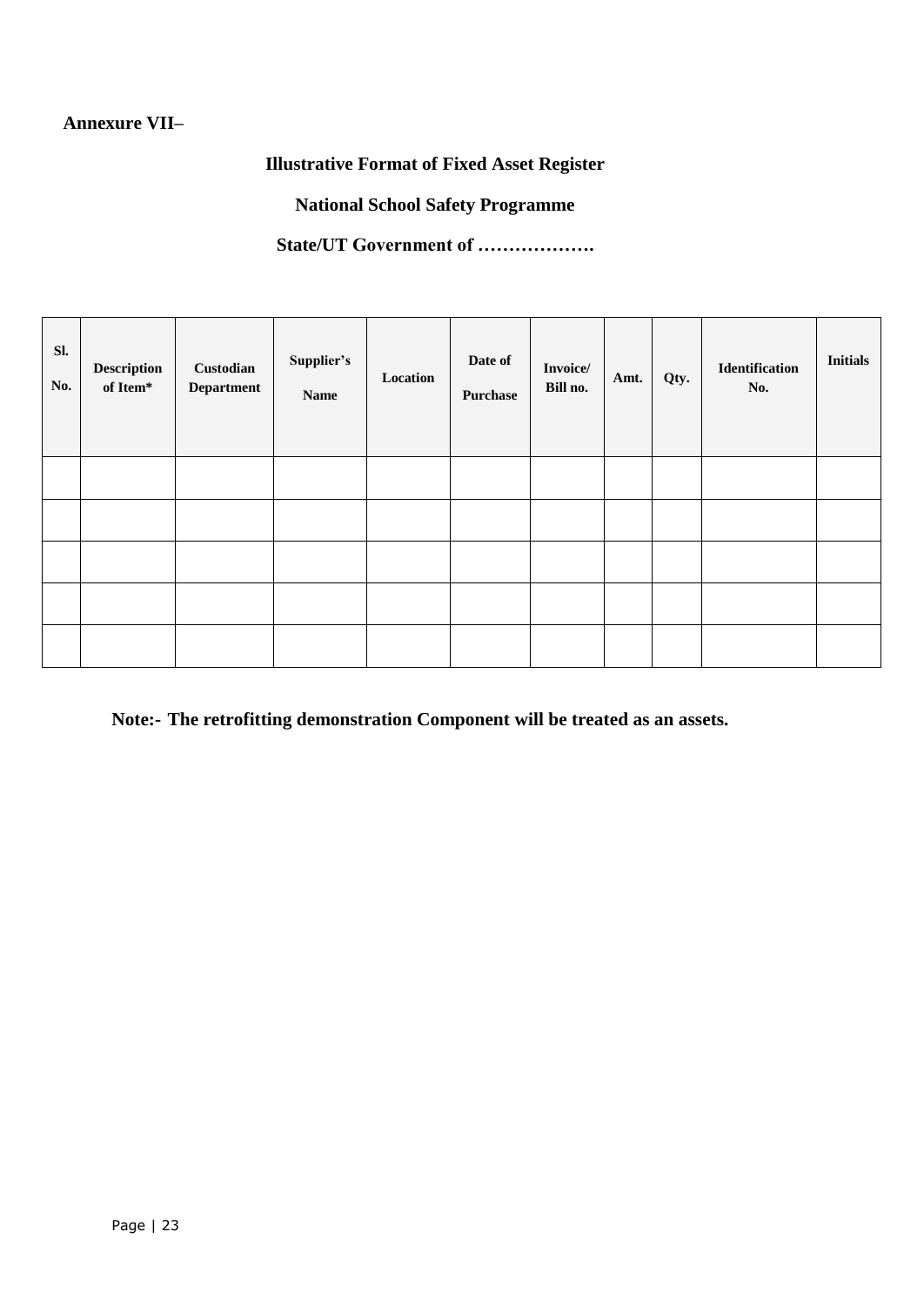**Annexure VII–**

## Illustrative Format of Fixed Asset Register

### National School Safety Programme

### State/UT Government of ……………….

| Sl. No. | Description of Item* | Custodian Department | Supplier's Name | Location | Date of Purchase | Invoice/ Bill no. | Amt. | Qty. | Identification No. | Initials |
|---|---|---|---|---|---|---|---|---|---|---|
| | | | | | | | | | | |
| | | | | | | | | | | |
| | | | | | | | | | | |
| | | | | | | | | | | |
| | | | | | | | | | | |

**Note:- The retrofitting demonstration Component will be treated as an assets.**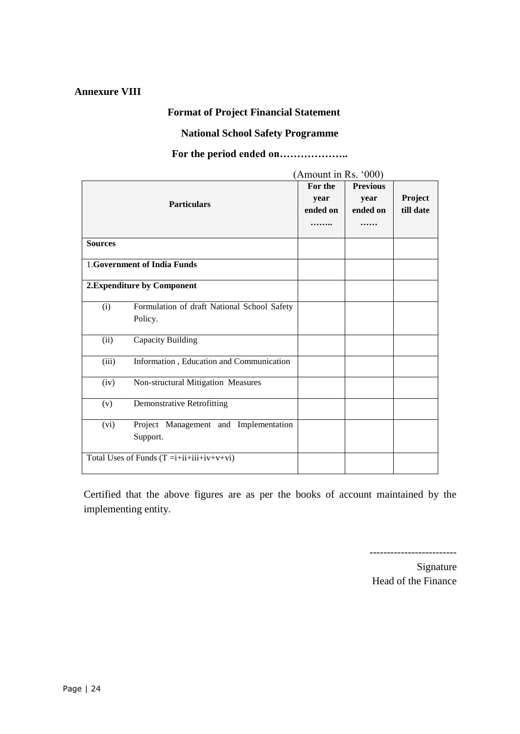**Annexure VIII**

**Format of Project Financial Statement**

**National School Safety Programme**

**For the period ended on………………..**

(Amount in Rs. '000)

| **Particulars** | | **For the year ended on ……..** | **Previous year ended on ……** | **Project till date** |
|---|---|---|---|---|
| **Sources** | | | | |
| 1.**Government of India Funds** | | | | |
| **2.Expenditure by Component** | | | | |
| (i) | Formulation of draft National School Safety Policy. | | | |
| (ii) | Capacity Building | | | |
| (iii) | Information , Education and Communication | | | |
| (iv) | Non-structural Mitigation Measures | | | |
| (v) | Demonstrative Retrofitting | | | |
| (vi) | Project Management and Implementation Support. | | | |
| Total Uses of Funds (T =i+ii+iii+iv+v+vi) | | | | |

Certified that the above figures are as per the books of account maintained by the implementing entity.

------------------------

Signature

Head of the Finance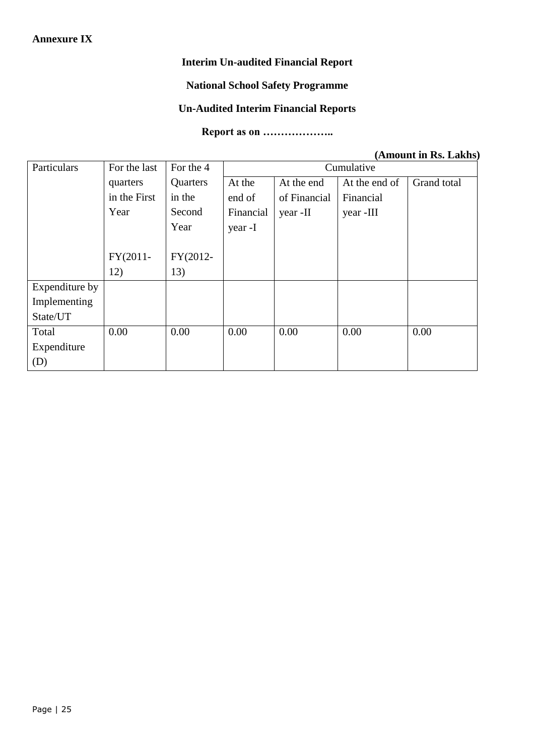**Annexure IX**

## Interim Un-audited Financial Report

## National School Safety Programme

## Un-Audited Interim Financial Reports

**Report as on ………………..**

**(Amount in Rs. Lakhs)**

| Particulars | For the last quarters in the First Year FY(2011-12) | For the 4 Quarters in the Second Year FY(2012-13) | Cumulative | | | |
|---|---|---|---|---|---|---|
| | | | At the end of Financial year -I | At the end of Financial year -II | At the end of Financial year -III | Grand total |
| Expenditure by Implementing State/UT | | | | | | |
| Total Expenditure (D) | 0.00 | 0.00 | 0.00 | 0.00 | 0.00 | 0.00 |